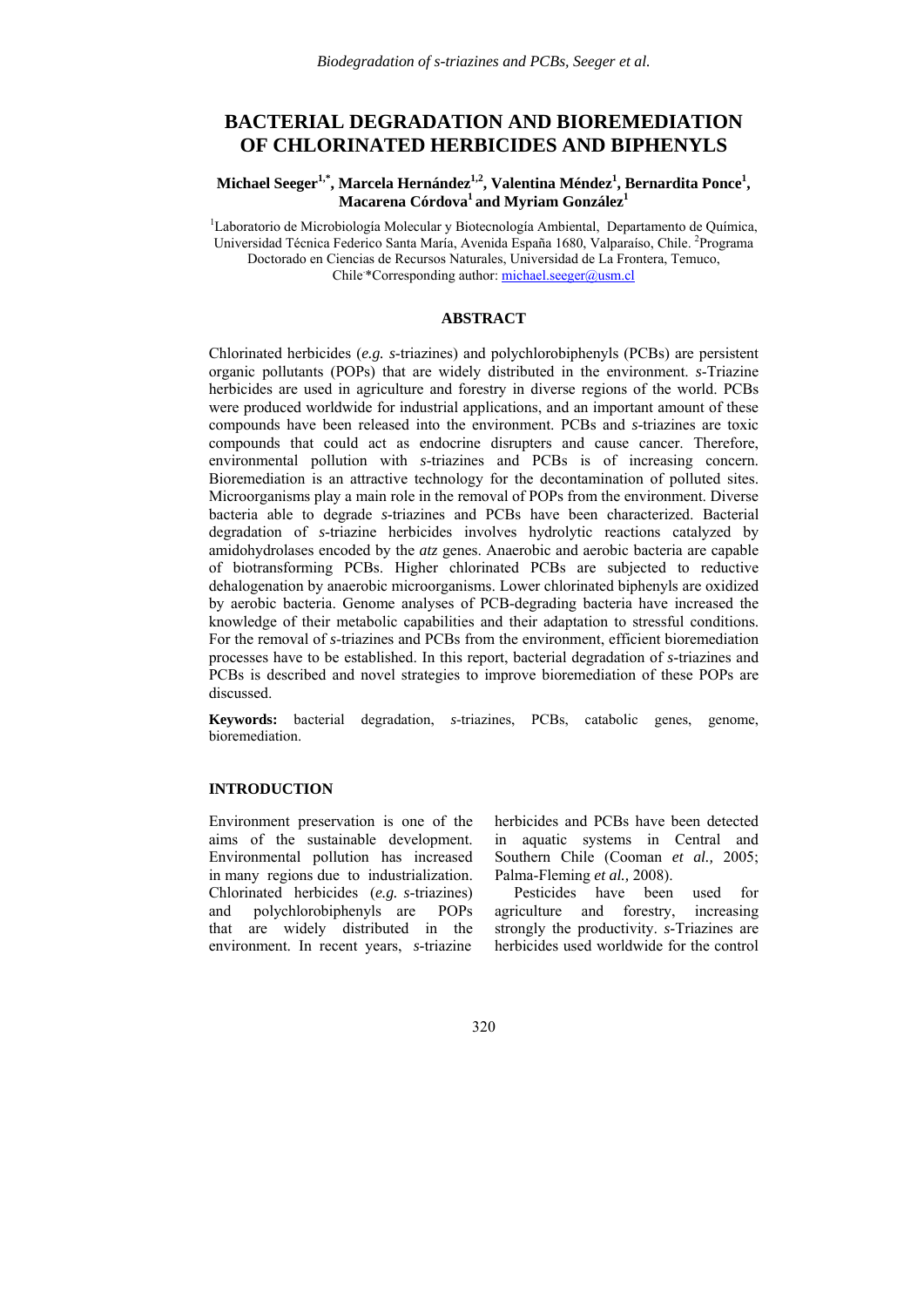# BACTERIAL DEGRADATION AND BIOREMEDIATION OF CHLORINATED HERBICIDES AND BIPHENYLS

**Michael Seeger[1,*], Marcela Hernández[1,2], Valentina Méndez[1], Bernardita Ponce[1], Macarena Córdova[1] and Myriam González[1]**

[1]Laboratorio de Microbiología Molecular y Biotecnología Ambiental, Departamento de Química, Universidad Técnica Federico Santa María, Avenida España 1680, Valparaíso, Chile. [2]Programa Doctorado en Ciencias de Recursos Naturales, Universidad de La Frontera, Temuco, Chile. *Corresponding author: michael.seeger@usm.cl

## ABSTRACT

Chlorinated herbicides (*e.g. s*-triazines) and polychlorobiphenyls (PCBs) are persistent organic pollutants (POPs) that are widely distributed in the environment. *s*-Triazine herbicides are used in agriculture and forestry in diverse regions of the world. PCBs were produced worldwide for industrial applications, and an important amount of these compounds have been released into the environment. PCBs and *s*-triazines are toxic compounds that could act as endocrine disrupters and cause cancer. Therefore, environmental pollution with *s*-triazines and PCBs is of increasing concern. Bioremediation is an attractive technology for the decontamination of polluted sites. Microorganisms play a main role in the removal of POPs from the environment. Diverse bacteria able to degrade *s*-triazines and PCBs have been characterized. Bacterial degradation of *s*-triazine herbicides involves hydrolytic reactions catalyzed by amidohydrolases encoded by the *atz* genes. Anaerobic and aerobic bacteria are capable of biotransforming PCBs. Higher chlorinated PCBs are subjected to reductive dehalogenation by anaerobic microorganisms. Lower chlorinated biphenyls are oxidized by aerobic bacteria. Genome analyses of PCB-degrading bacteria have increased the knowledge of their metabolic capabilities and their adaptation to stressful conditions. For the removal of *s*-triazines and PCBs from the environment, efficient bioremediation processes have to be established. In this report, bacterial degradation of *s*-triazines and PCBs is described and novel strategies to improve bioremediation of these POPs are discussed.

**Keywords:** bacterial degradation, *s*-triazines, PCBs, catabolic genes, genome, bioremediation.

## INTRODUCTION

Environment preservation is one of the aims of the sustainable development. Environmental pollution has increased in many regions due to industrialization. Chlorinated herbicides (*e.g. s*-triazines) and polychlorobiphenyls are POPs that are widely distributed in the environment. In recent years, *s*-triazine herbicides and PCBs have been detected in aquatic systems in Central and Southern Chile (Cooman *et al.,* 2005; Palma-Fleming *et al.,* 2008).

Pesticides have been used for agriculture and forestry, increasing strongly the productivity. *s*-Triazines are herbicides used worldwide for the control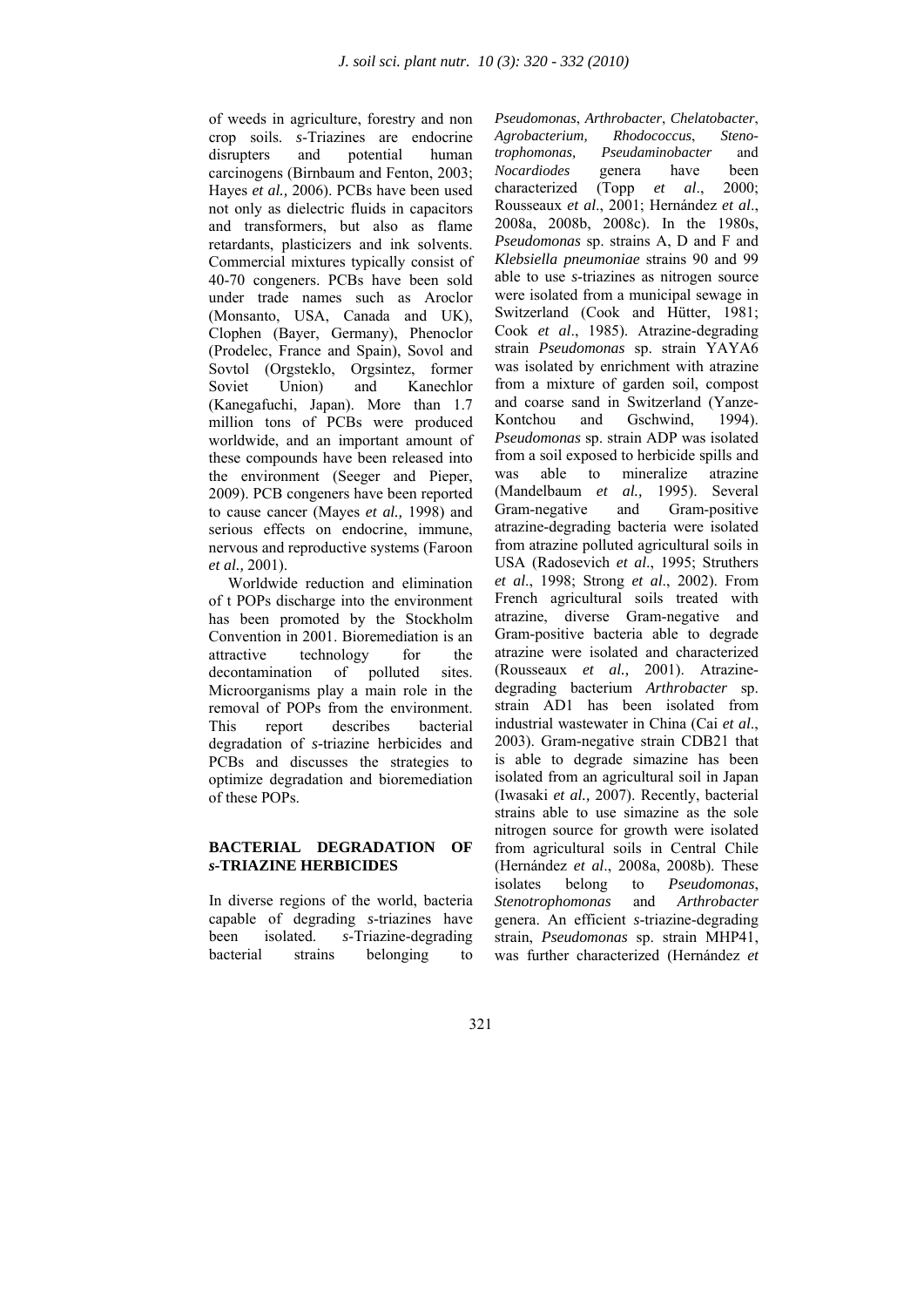of weeds in agriculture, forestry and non crop soils. *s*-Triazines are endocrine disrupters and potential human carcinogens (Birnbaum and Fenton, 2003; Hayes *et al.,* 2006). PCBs have been used not only as dielectric fluids in capacitors and transformers, but also as flame retardants, plasticizers and ink solvents. Commercial mixtures typically consist of 40-70 congeners. PCBs have been sold under trade names such as Aroclor (Monsanto, USA, Canada and UK), Clophen (Bayer, Germany), Phenoclor (Prodelec, France and Spain), Sovol and Sovtol (Orgsteklo, Orgsintez, former Soviet Union) and Kanechlor (Kanegafuchi, Japan). More than 1.7 million tons of PCBs were produced worldwide, and an important amount of these compounds have been released into the environment (Seeger and Pieper, 2009). PCB congeners have been reported to cause cancer (Mayes *et al.,* 1998) and serious effects on endocrine, immune, nervous and reproductive systems (Faroon *et al.,* 2001).

Worldwide reduction and elimination of t POPs discharge into the environment has been promoted by the Stockholm Convention in 2001. Bioremediation is an attractive technology for the decontamination of polluted sites. Microorganisms play a main role in the removal of POPs from the environment. This report describes bacterial degradation of *s*-triazine herbicides and PCBs and discusses the strategies to optimize degradation and bioremediation of these POPs.

## BACTERIAL DEGRADATION OF *s*-TRIAZINE HERBICIDES

In diverse regions of the world, bacteria capable of degrading *s*-triazines have been isolated. *s*-Triazine-degrading bacterial strains belonging to *Pseudomonas*, *Arthrobacter*, *Chelatobacter*, *Agrobacterium, Rhodococcus*, *Stenotrophomonas, Pseudaminobacter* and *Nocardiodes* genera have been characterized (Topp *et al*., 2000; Rousseaux *et al*., 2001; Hernández *et al*., 2008a, 2008b, 2008c). In the 1980s, *Pseudomonas* sp. strains A, D and F and *Klebsiella pneumoniae* strains 90 and 99 able to use *s*-triazines as nitrogen source were isolated from a municipal sewage in Switzerland (Cook and Hütter, 1981; Cook *et al*., 1985). Atrazine-degrading strain *Pseudomonas* sp. strain YAYA6 was isolated by enrichment with atrazine from a mixture of garden soil, compost and coarse sand in Switzerland (Yanze-Kontchou and Gschwind, 1994). *Pseudomonas* sp. strain ADP was isolated from a soil exposed to herbicide spills and was able to mineralize atrazine (Mandelbaum *et al.,* 1995). Several Gram-negative and Gram-positive atrazine-degrading bacteria were isolated from atrazine polluted agricultural soils in USA (Radosevich *et al*., 1995; Struthers *et al*., 1998; Strong *et al*., 2002). From French agricultural soils treated with atrazine, diverse Gram-negative and Gram-positive bacteria able to degrade atrazine were isolated and characterized (Rousseaux *et al.,* 2001). Atrazine-degrading bacterium *Arthrobacter* sp. strain AD1 has been isolated from industrial wastewater in China (Cai *et al*., 2003). Gram-negative strain CDB21 that is able to degrade simazine has been isolated from an agricultural soil in Japan (Iwasaki *et al.,* 2007). Recently, bacterial strains able to use simazine as the sole nitrogen source for growth were isolated from agricultural soils in Central Chile (Hernández *et al*., 2008a, 2008b). These isolates belong to *Pseudomonas*, *Stenotrophomonas* and *Arthrobacter* genera. An efficient *s*-triazine-degrading strain, *Pseudomonas* sp. strain MHP41, was further characterized (Hernández *et*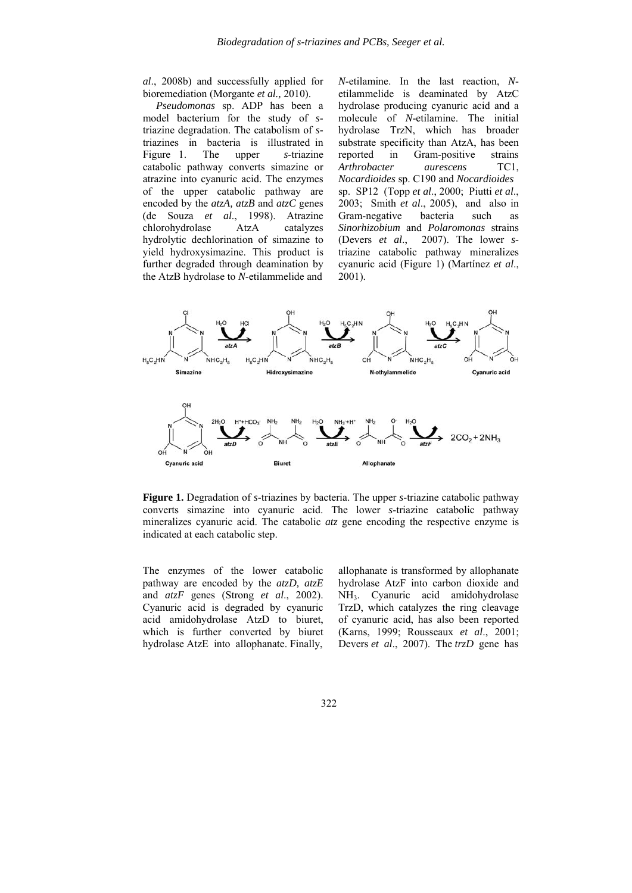*al*., 2008b) and successfully applied for bioremediation (Morgante *et al.,* 2010).

*Pseudomonas* sp. ADP has been a model bacterium for the study of *s*-triazine degradation. The catabolism of *s*-triazines in bacteria is illustrated in Figure 1. The upper *s*-triazine catabolic pathway converts simazine or atrazine into cyanuric acid. The enzymes of the upper catabolic pathway are encoded by the *atzA, atzB* and *atzC* genes (de Souza *et al*., 1998). Atrazine chlorohydrolase AtzA catalyzes hydrolytic dechlorination of simazine to yield hydroxysimazine. This product is further degraded through deamination by the AtzB hydrolase to *N*-etilammelide and *N*-etilamine. In the last reaction, *N*-etilammelide is deaminated by AtzC hydrolase producing cyanuric acid and a molecule of *N*-etilamine. The initial hydrolase TrzN, which has broader substrate specificity than AtzA, has been reported in Gram-positive strains *Arthrobacter aurescens* TC1, *Nocardioides* sp. C190 and *Nocardioides* sp. SP12 (Topp *et al*., 2000; Piutti *et al*., 2003; Smith *et al*., 2005), and also in Gram-negative bacteria such as *Sinorhizobium* and *Polaromonas* strains (Devers *et al*., 2007). The lower *s*-triazine catabolic pathway mineralizes cyanuric acid (Figure 1) (Martínez *et al*., 2001).

**Figure 1.** Degradation of *s*-triazines by bacteria. The upper *s*-triazine catabolic pathway converts simazine into cyanuric acid. The lower *s*-triazine catabolic pathway mineralizes cyanuric acid. The catabolic *atz* gene encoding the respective enzyme is indicated at each catabolic step.

The enzymes of the lower catabolic pathway are encoded by the *atzD, atzE* and *atzF* genes (Strong *et al*., 2002). Cyanuric acid is degraded by cyanuric acid amidohydrolase AtzD to biuret, which is further converted by biuret hydrolase AtzE into allophanate. Finally, allophanate is transformed by allophanate hydrolase AtzF into carbon dioxide and $NH_3$. Cyanuric acid amidohydrolase TrzD, which catalyzes the ring cleavage of cyanuric acid, has also been reported (Karns, 1999; Rousseaux *et al*., 2001; Devers *et al*., 2007). The *trzD* gene has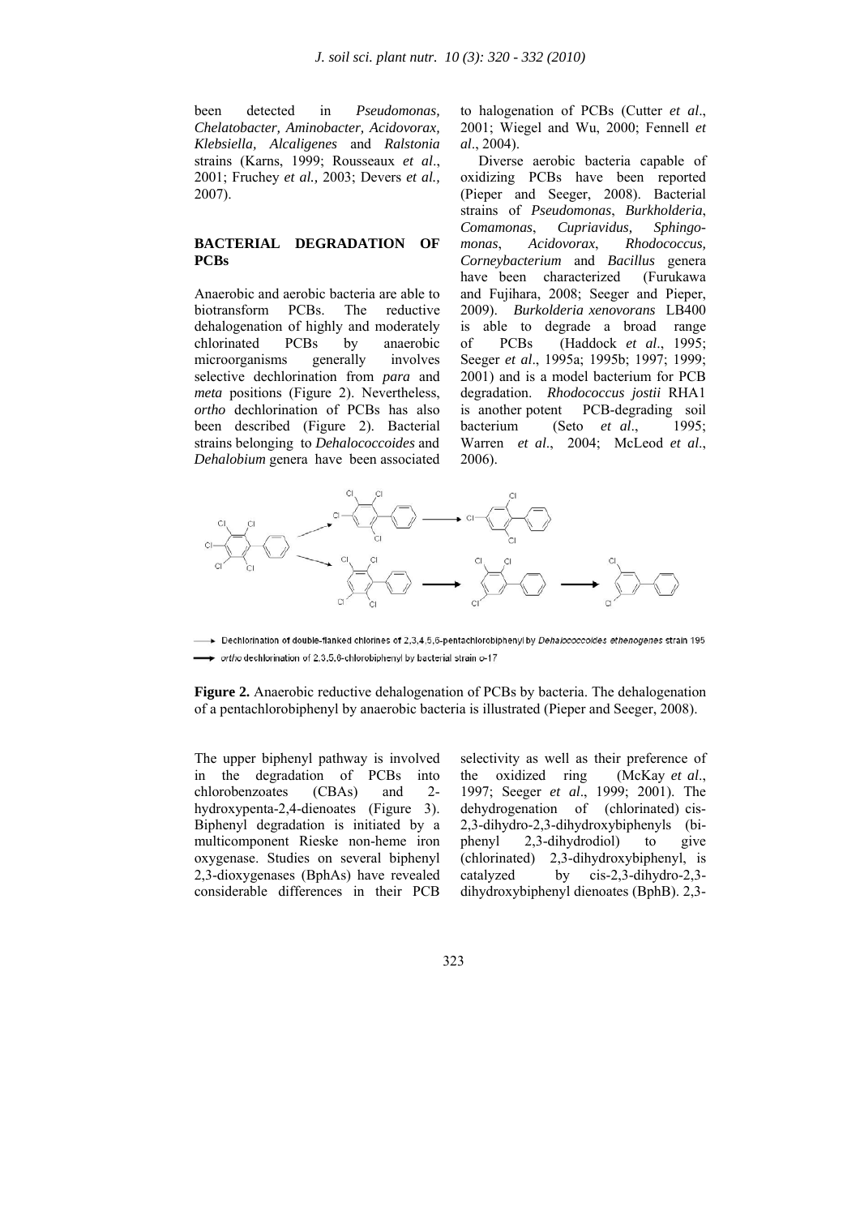been detected in *Pseudomonas, Chelatobacter, Aminobacter, Acidovorax, Klebsiella, Alcaligenes* and *Ralstonia* strains (Karns, 1999; Rousseaux *et al*., 2001; Fruchey *et al.,* 2003; Devers *et al.,* 2007).

## BACTERIAL DEGRADATION OF PCBs

Anaerobic and aerobic bacteria are able to biotransform PCBs. The reductive dehalogenation of highly and moderately chlorinated PCBs by anaerobic microorganisms generally involves selective dechlorination from *para* and *meta* positions (Figure 2). Nevertheless, *ortho* dechlorination of PCBs has also been described (Figure 2). Bacterial strains belonging to *Dehalococcoides* and *Dehalobium* genera have been associated to halogenation of PCBs (Cutter *et al*., 2001; Wiegel and Wu, 2000; Fennell *et al*., 2004).

Diverse aerobic bacteria capable of oxidizing PCBs have been reported (Pieper and Seeger, 2008). Bacterial strains of *Pseudomonas*, *Burkholderia*, *Comamonas*, *Cupriavidus, Sphingomonas*, *Acidovorax*, *Rhodococcus, Corneybacterium* and *Bacillus* genera have been characterized (Furukawa and Fujihara, 2008; Seeger and Pieper, 2009). *Burkolderia xenovorans* LB400 is able to degrade a broad range of PCBs (Haddock *et al*., 1995; Seeger *et al*., 1995a; 1995b; 1997; 1999; 2001) and is a model bacterium for PCB degradation. *Rhodococcus jostii* RHA1 is another potent PCB-degrading soil bacterium (Seto *et al*., 1995; Warren *et al*., 2004; McLeod *et al*., 2006).

→ Dechlorination of double-flanked chlorines of 2,3,4,5,6-pentachlorobiphenyl by *Dehalococcoides ethenogenes* strain 195

→ *ortho* dechlorination of 2,3,5,6-chlorobiphenyl by bacterial strain o-17

**Figure 2.** Anaerobic reductive dehalogenation of PCBs by bacteria. The dehalogenation of a pentachlorobiphenyl by anaerobic bacteria is illustrated (Pieper and Seeger, 2008).

The upper biphenyl pathway is involved in the degradation of PCBs into chlorobenzoates (CBAs) and 2-hydroxypenta-2,4-dienoates (Figure 3). Biphenyl degradation is initiated by a multicomponent Rieske non-heme iron oxygenase. Studies on several biphenyl 2,3-dioxygenases (BphAs) have revealed considerable differences in their PCB selectivity as well as their preference of the oxidized ring (McKay *et al*., 1997; Seeger *et al*., 1999; 2001). The dehydrogenation of (chlorinated) cis-2,3-dihydro-2,3-dihydroxybiphenyls (biphenyl 2,3-dihydrodiol) to give (chlorinated) 2,3-dihydroxybiphenyl, is catalyzed by cis-2,3-dihydro-2,3-dihydroxybiphenyl dienoates (BphB). 2,3-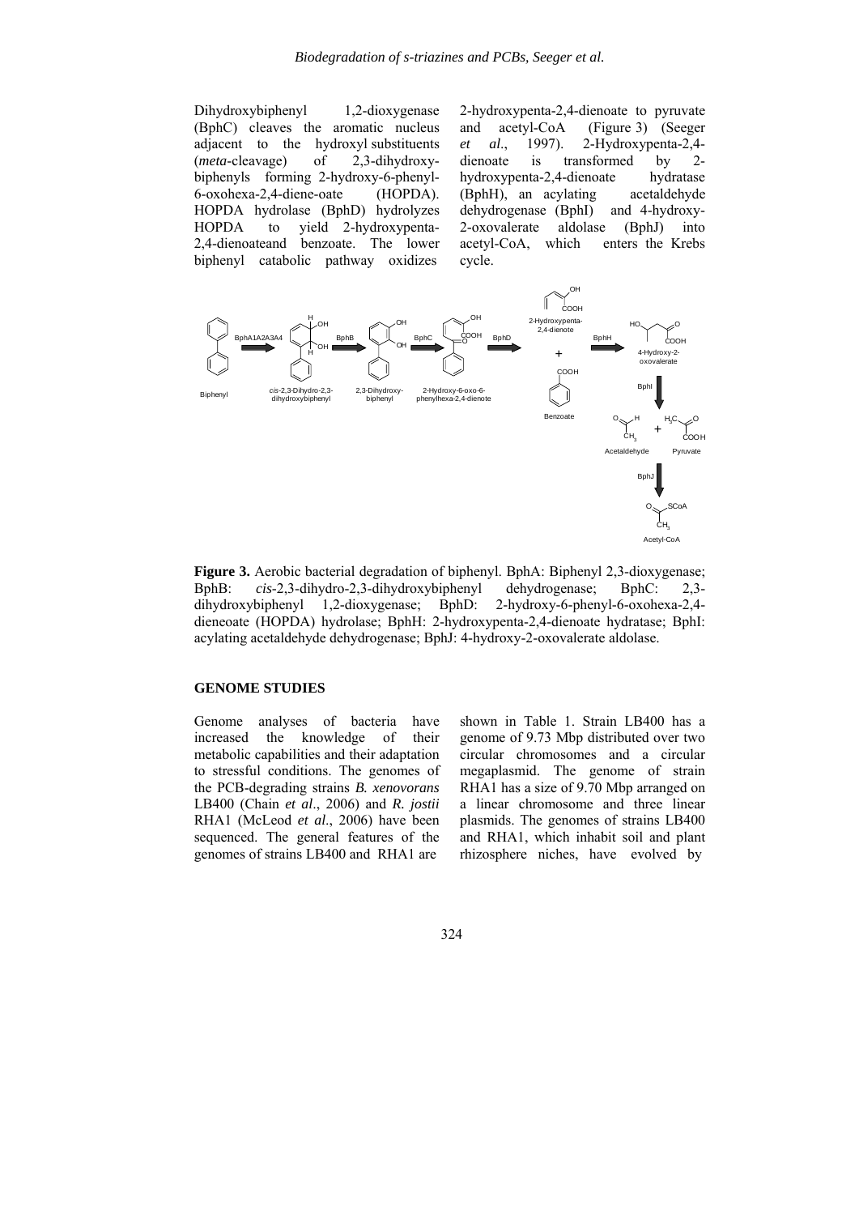Dihydroxybiphenyl 1,2-dioxygenase (BphC) cleaves the aromatic nucleus adjacent to the hydroxyl substituents (*meta*-cleavage) of 2,3-dihydroxybiphenyls forming 2-hydroxy-6-phenyl-6-oxohexa-2,4-diene-oate (HOPDA). HOPDA hydrolase (BphD) hydrolyzes HOPDA to yield 2-hydroxypenta-2,4-dienoateand benzoate. The lower biphenyl catabolic pathway oxidizes 2-hydroxypenta-2,4-dienoate to pyruvate and acetyl-CoA (Figure 3) (Seeger *et al*., 1997). 2-Hydroxypenta-2,4-dienoate is transformed by 2-hydroxypenta-2,4-dienoate hydratase (BphH), an acylating acetaldehyde dehydrogenase (BphI) and 4-hydroxy-2-oxovalerate aldolase (BphJ) into acetyl-CoA, which enters the Krebs cycle.

**Figure 3.** Aerobic bacterial degradation of biphenyl. BphA: Biphenyl 2,3-dioxygenase; BphB: *cis*-2,3-dihydro-2,3-dihydroxybiphenyl dehydrogenase; BphC: 2,3-dihydroxybiphenyl 1,2-dioxygenase; BphD: 2-hydroxy-6-phenyl-6-oxohexa-2,4-dieneoate (HOPDA) hydrolase; BphH: 2-hydroxypenta-2,4-dienoate hydratase; BphI: acylating acetaldehyde dehydrogenase; BphJ: 4-hydroxy-2-oxovalerate aldolase.

## GENOME STUDIES

Genome analyses of bacteria have increased the knowledge of their metabolic capabilities and their adaptation to stressful conditions. The genomes of the PCB-degrading strains *B. xenovorans* LB400 (Chain *et al*., 2006) and *R. jostii* RHA1 (McLeod *et al*., 2006) have been sequenced. The general features of the genomes of strains LB400 and RHA1 are shown in Table 1. Strain LB400 has a genome of 9.73 Mbp distributed over two circular chromosomes and a circular megaplasmid. The genome of strain RHA1 has a size of 9.70 Mbp arranged on a linear chromosome and three linear plasmids. The genomes of strains LB400 and RHA1, which inhabit soil and plant rhizosphere niches, have evolved by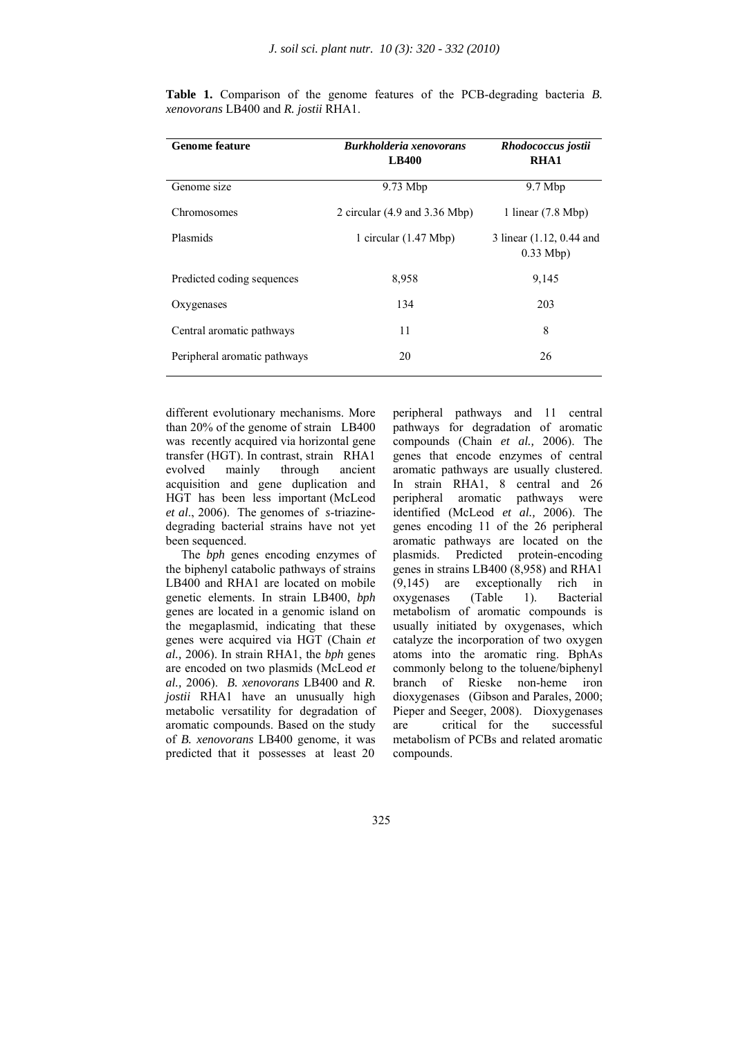**Table 1.** Comparison of the genome features of the PCB-degrading bacteria *B. xenovorans* LB400 and *R. jostii* RHA1.

| Genome feature | *Burkholderia xenovorans* **LB400** | *Rhodococcus jostii* **RHA1** |
|---|---|---|
| Genome size | 9.73 Mbp | 9.7 Mbp |
| Chromosomes | 2 circular (4.9 and 3.36 Mbp) | 1 linear (7.8 Mbp) |
| Plasmids | 1 circular (1.47 Mbp) | 3 linear (1.12, 0.44 and 0.33 Mbp) |
| Predicted coding sequences | 8,958 | 9,145 |
| Oxygenases | 134 | 203 |
| Central aromatic pathways | 11 | 8 |
| Peripheral aromatic pathways | 20 | 26 |

different evolutionary mechanisms. More than 20% of the genome of strain LB400 was recently acquired via horizontal gene transfer (HGT). In contrast, strain RHA1 evolved mainly through ancient acquisition and gene duplication and HGT has been less important (McLeod *et al*., 2006). The genomes of *s*-triazine-degrading bacterial strains have not yet been sequenced.

The *bph* genes encoding enzymes of the biphenyl catabolic pathways of strains LB400 and RHA1 are located on mobile genetic elements. In strain LB400, *bph* genes are located in a genomic island on the megaplasmid, indicating that these genes were acquired via HGT (Chain *et al.,* 2006). In strain RHA1, the *bph* genes are encoded on two plasmids (McLeod *et al.,* 2006). *B. xenovorans* LB400 and *R. jostii* RHA1 have an unusually high metabolic versatility for degradation of aromatic compounds. Based on the study of *B. xenovorans* LB400 genome, it was predicted that it possesses at least 20 peripheral pathways and 11 central pathways for degradation of aromatic compounds (Chain *et al.,* 2006). The genes that encode enzymes of central aromatic pathways are usually clustered. In strain RHA1, 8 central and 26 peripheral aromatic pathways were identified (McLeod *et al.,* 2006). The genes encoding 11 of the 26 peripheral aromatic pathways are located on the plasmids. Predicted protein-encoding genes in strains LB400 (8,958) and RHA1 (9,145) are exceptionally rich in oxygenases (Table 1). Bacterial metabolism of aromatic compounds is usually initiated by oxygenases, which catalyze the incorporation of two oxygen atoms into the aromatic ring. BphAs commonly belong to the toluene/biphenyl branch of Rieske non-heme iron dioxygenases (Gibson and Parales, 2000; Pieper and Seeger, 2008). Dioxygenases are critical for the successful metabolism of PCBs and related aromatic compounds.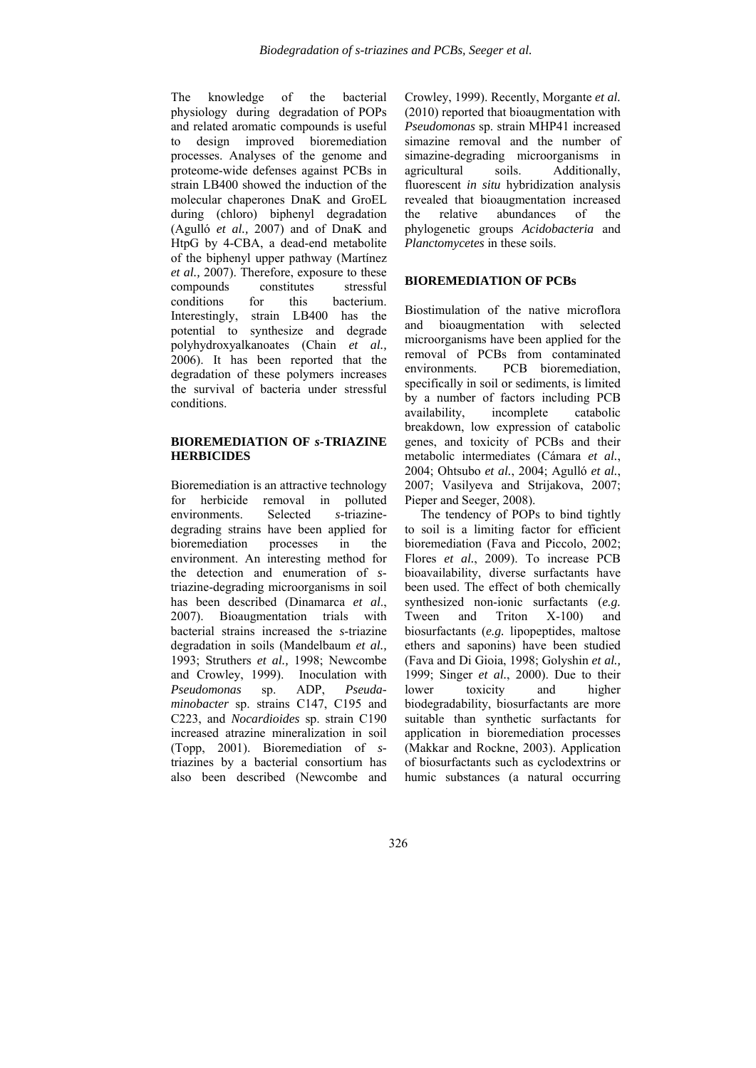The knowledge of the bacterial physiology during degradation of POPs and related aromatic compounds is useful to design improved bioremediation processes. Analyses of the genome and proteome-wide defenses against PCBs in strain LB400 showed the induction of the molecular chaperones DnaK and GroEL during (chloro) biphenyl degradation (Agulló *et al.,* 2007) and of DnaK and HtpG by 4-CBA, a dead-end metabolite of the biphenyl upper pathway (Martínez *et al.,* 2007). Therefore, exposure to these compounds constitutes stressful conditions for this bacterium. Interestingly, strain LB400 has the potential to synthesize and degrade polyhydroxyalkanoates (Chain *et al.,* 2006). It has been reported that the degradation of these polymers increases the survival of bacteria under stressful conditions.

## BIOREMEDIATION OF *s*-TRIAZINE HERBICIDES

Bioremediation is an attractive technology for herbicide removal in polluted environments. Selected *s*-triazine-degrading strains have been applied for bioremediation processes in the environment. An interesting method for the detection and enumeration of *s*-triazine-degrading microorganisms in soil has been described (Dinamarca *et al*., 2007). Bioaugmentation trials with bacterial strains increased the *s*-triazine degradation in soils (Mandelbaum *et al.,* 1993; Struthers *et al.,* 1998; Newcombe and Crowley, 1999). Inoculation with *Pseudomonas* sp. ADP, *Pseudaminobacter* sp. strains C147, C195 and C223, and *Nocardioides* sp. strain C190 increased atrazine mineralization in soil (Topp, 2001). Bioremediation of *s*-triazines by a bacterial consortium has also been described (Newcombe and Crowley, 1999). Recently, Morgante *et al.* (2010) reported that bioaugmentation with *Pseudomonas* sp. strain MHP41 increased simazine removal and the number of simazine-degrading microorganisms in agricultural soils. Additionally, fluorescent *in situ* hybridization analysis revealed that bioaugmentation increased the relative abundances of the phylogenetic groups *Acidobacteria* and *Planctomycetes* in these soils.

## BIOREMEDIATION OF PCBs

Biostimulation of the native microflora and bioaugmentation with selected microorganisms have been applied for the removal of PCBs from contaminated environments. PCB bioremediation, specifically in soil or sediments, is limited by a number of factors including PCB availability, incomplete catabolic breakdown, low expression of catabolic genes, and toxicity of PCBs and their metabolic intermediates (Cámara *et al.*, 2004; Ohtsubo *et al.*, 2004; Agulló *et al.*, 2007; Vasilyeva and Strijakova, 2007; Pieper and Seeger, 2008).

The tendency of POPs to bind tightly to soil is a limiting factor for efficient bioremediation (Fava and Piccolo, 2002; Flores *et al.*, 2009). To increase PCB bioavailability, diverse surfactants have been used. The effect of both chemically synthesized non-ionic surfactants (*e.g.* Tween and Triton X-100) and biosurfactants (*e.g.* lipopeptides, maltose ethers and saponins) have been studied (Fava and Di Gioia, 1998; Golyshin *et al.,* 1999; Singer *et al.*, 2000). Due to their lower toxicity and higher biodegradability, biosurfactants are more suitable than synthetic surfactants for application in bioremediation processes (Makkar and Rockne, 2003). Application of biosurfactants such as cyclodextrins or humic substances (a natural occurring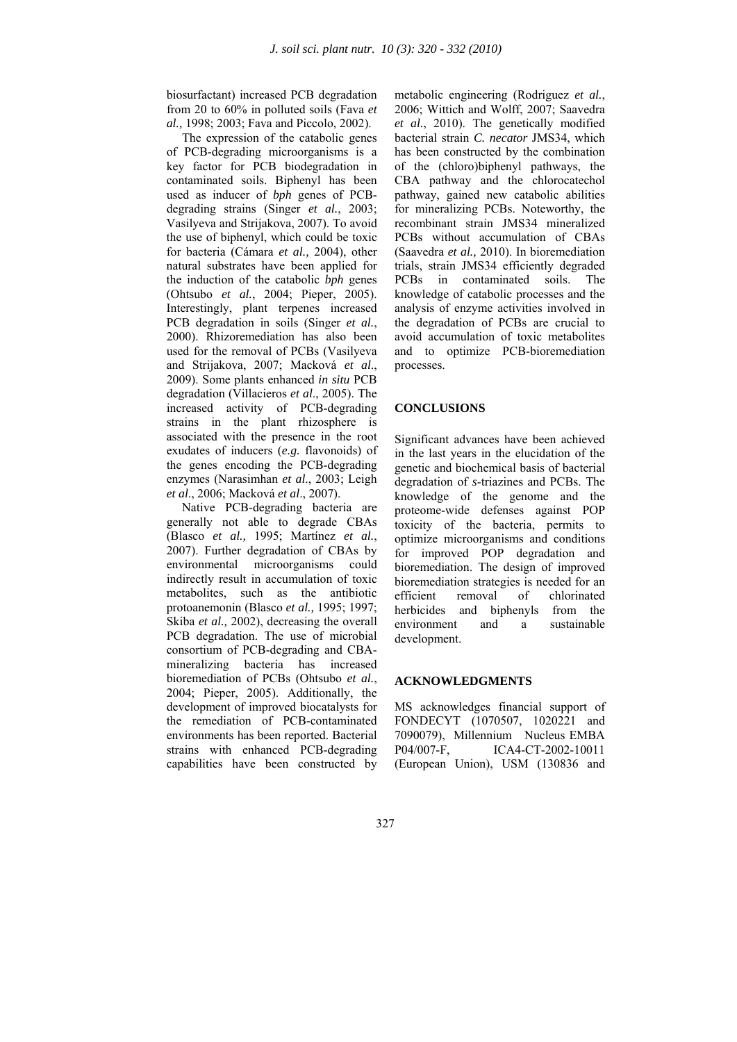biosurfactant) increased PCB degradation from 20 to 60% in polluted soils (Fava *et al.*, 1998; 2003; Fava and Piccolo, 2002).

The expression of the catabolic genes of PCB-degrading microorganisms is a key factor for PCB biodegradation in contaminated soils. Biphenyl has been used as inducer of *bph* genes of PCB-degrading strains (Singer *et al.*, 2003; Vasilyeva and Strijakova, 2007). To avoid the use of biphenyl, which could be toxic for bacteria (Cámara *et al.,* 2004), other natural substrates have been applied for the induction of the catabolic *bph* genes (Ohtsubo *et al.*, 2004; Pieper, 2005). Interestingly, plant terpenes increased PCB degradation in soils (Singer *et al.*, 2000). Rhizoremediation has also been used for the removal of PCBs (Vasilyeva and Strijakova, 2007; Macková *et al*., 2009). Some plants enhanced *in situ* PCB degradation (Villacieros *et al*., 2005). The increased activity of PCB-degrading strains in the plant rhizosphere is associated with the presence in the root exudates of inducers (*e.g.* flavonoids) of the genes encoding the PCB-degrading enzymes (Narasimhan *et al*., 2003; Leigh *et al*., 2006; Macková *et al*., 2007).

Native PCB-degrading bacteria are generally not able to degrade CBAs (Blasco *et al.,* 1995; Martínez *et al.*, 2007). Further degradation of CBAs by environmental microorganisms could indirectly result in accumulation of toxic metabolites, such as the antibiotic protoanemonin (Blasco *et al.,* 1995; 1997; Skiba *et al.,* 2002), decreasing the overall PCB degradation. The use of microbial consortium of PCB-degrading and CBA-mineralizing bacteria has increased bioremediation of PCBs (Ohtsubo *et al.*, 2004; Pieper, 2005). Additionally, the development of improved biocatalysts for the remediation of PCB-contaminated environments has been reported. Bacterial strains with enhanced PCB-degrading capabilities have been constructed by metabolic engineering (Rodriguez *et al.*, 2006; Wittich and Wolff, 2007; Saavedra *et al.*, 2010). The genetically modified bacterial strain *C. necator* JMS34, which has been constructed by the combination of the (chloro)biphenyl pathways, the CBA pathway and the chlorocatechol pathway, gained new catabolic abilities for mineralizing PCBs. Noteworthy, the recombinant strain JMS34 mineralized PCBs without accumulation of CBAs (Saavedra *et al.,* 2010). In bioremediation trials, strain JMS34 efficiently degraded PCBs in contaminated soils. The knowledge of catabolic processes and the analysis of enzyme activities involved in the degradation of PCBs are crucial to avoid accumulation of toxic metabolites and to optimize PCB-bioremediation processes.

## CONCLUSIONS

Significant advances have been achieved in the last years in the elucidation of the genetic and biochemical basis of bacterial degradation of *s*-triazines and PCBs. The knowledge of the genome and the proteome-wide defenses against POP toxicity of the bacteria, permits to optimize microorganisms and conditions for improved POP degradation and bioremediation. The design of improved bioremediation strategies is needed for an efficient removal of chlorinated herbicides and biphenyls from the environment and a sustainable development.

## ACKNOWLEDGMENTS

MS acknowledges financial support of FONDECYT (1070507, 1020221 and 7090079), Millennium Nucleus EMBA P04/007-F, ICA4-CT-2002-10011 (European Union), USM (130836 and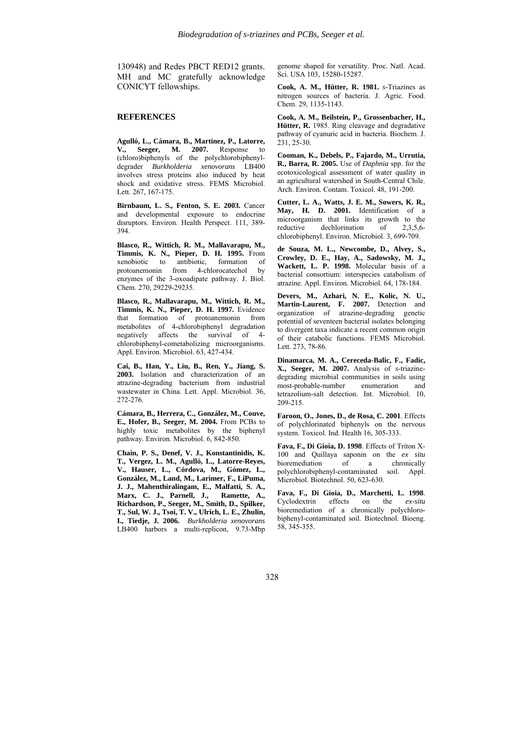130948) and Redes PBCT RED12 grants. MH and MC gratefully acknowledge CONICYT fellowships.

## REFERENCES

**Agulló, L., Cámara, B., Martínez, P., Latorre, V., Seeger, M. 2007.** Response to (chloro)biphenyls of the polychlorobiphenyl-degrader *Burkholderia xenovorans* LB400 involves stress proteins also induced by heat shock and oxidative stress. FEMS Microbiol. Lett. 267, 167-175.

**Birnbaum, L. S., Fenton, S. E. 2003.** Cancer and developmental exposure to endocrine disruptors. Environ. Health Perspect. 111, 389-394.

**Blasco, R., Wittich, R. M., Mallavarapu, M., Timmis, K. N., Pieper, D. H. 1995.** From xenobiotic to antibiotic, formation of protoanemonin from 4-chlorocatechol by enzymes of the 3-oxoadipate pathway. J. Biol. Chem. 270, 29229-29235.

**Blasco, R., Mallavarapu, M., Wittich, R. M., Timmis, K. N., Pieper, D. H. 1997.** Evidence that formation of protoanemonin from metabolites of 4-chlorobiphenyl degradation negatively affects the survival of 4-chlorobiphenyl-cometabolizing microorganisms. Appl. Environ. Microbiol. 63, 427-434.

**Cai, B., Han, Y., Liu, B., Ren, Y., Jiang, S. 2003.** Isolation and characterization of an atrazine-degrading bacterium from industrial wastewater in China. Lett. Appl. Microbiol. 36, 272-276.

**Cámara, B., Herrera, C., González, M., Couve, E., Hofer, B., Seeger, M. 2004.** From PCBs to highly toxic metabolites by the biphenyl pathway. Environ. Microbiol. 6, 842-850.

**Chain, P. S., Denef, V. J., Konstantinidis, K. T., Vergez, L. M., Agulló, L., Latorre-Reyes, V., Hauser, L., Córdova, M., Gómez, L., González, M., Land, M., Larimer, F., LiPuma, J. J., Mahenthiralingam, E., Malfatti, S. A., Marx, C. J., Parnell, J., Ramette, A., Richardson, P., Seeger, M., Smith, D., Spilker, T., Sul, W. J., Tsoi, T. V., Ulrich, L. E., Zhulin, I., Tiedje, J. 2006.** *Burkholderia xenovorans* LB400 harbors a multi-replicon, 9.73-Mbp genome shaped for versatility. Proc. Natl. Acad. Sci. USA 103, 15280-15287.

**Cook, A. M., Hütter, R. 1981.** *s*-Triazines as nitrogen sources of bacteria. J. Agric. Food. Chem. 29, 1135-1143.

**Cook, A. M., Beilstein, P., Grossenbacher, H., Hütter, R.** 1985. Ring cleavage and degradative pathway of cyanuric acid in bacteria. Biochem. J. 231, 25-30.

**Cooman, K., Debels, P., Fajardo, M., Urrutia, R., Barra, R. 2005.** Use of *Daphnia* spp. for the ecotoxicological assessment of water quality in an agricultural watershed in South-Central Chile. Arch. Environ. Contam. Toxicol. 48, 191-200.

**Cutter, L. A., Watts, J. E. M., Sowers, K. R., May, H. D. 2001.** Identification of a microorganism that links its growth to the reductive dechlorination of 2,3,5,6-chlorobiphenyl. Environ. Microbiol. 3, 699-709.

**de Souza, M. L., Newcombe, D., Alvey, S., Crowley, D. E., Hay, A., Sadowsky, M. J., Wackett, L. P. 1998.** Molecular basis of a bacterial consortium: interspecies catabolism of atrazine. Appl. Environ. Microbiol. 64, 178-184.

**Devers, M., Azhari, N. E., Kolic, N. U., Martin-Laurent, F. 2007.** Detection and organization of atrazine-degrading genetic potential of seventeen bacterial isolates belonging to divergent taxa indicate a recent common origin of their catabolic functions. FEMS Microbiol. Lett. 273, 78-86.

**Dinamarca, M. A., Cereceda-Balic, F., Fadic, X., Seeger, M. 2007.** Analysis of *s*-triazine-degrading microbial communities in soils using most-probable-number enumeration and tetrazolium-salt detection. Int. Microbiol. 10, 209-215.

**Faroon, O., Jones, D., de Rosa, C. 2001**. Effects of polychlorinated biphenyls on the nervous system. Toxicol. Ind. Health 16, 305-333.

**Fava, F., Di Gioia, D. 1998**. Effects of Triton X-100 and Quillaya saponin on the *ex situ* bioremediation of a chronically polychlorobiphenyl-contaminated soil. Appl. Microbiol. Biotechnol. 50, 623-630.

**Fava, F., Di Gioia, D., Marchetti, L. 1998**. Cyclodextrin effects on the *ex-situ* bioremediation of a chronically polychlorobiphenyl-contaminated soil. Biotechnol. Bioeng. 58, 345-355.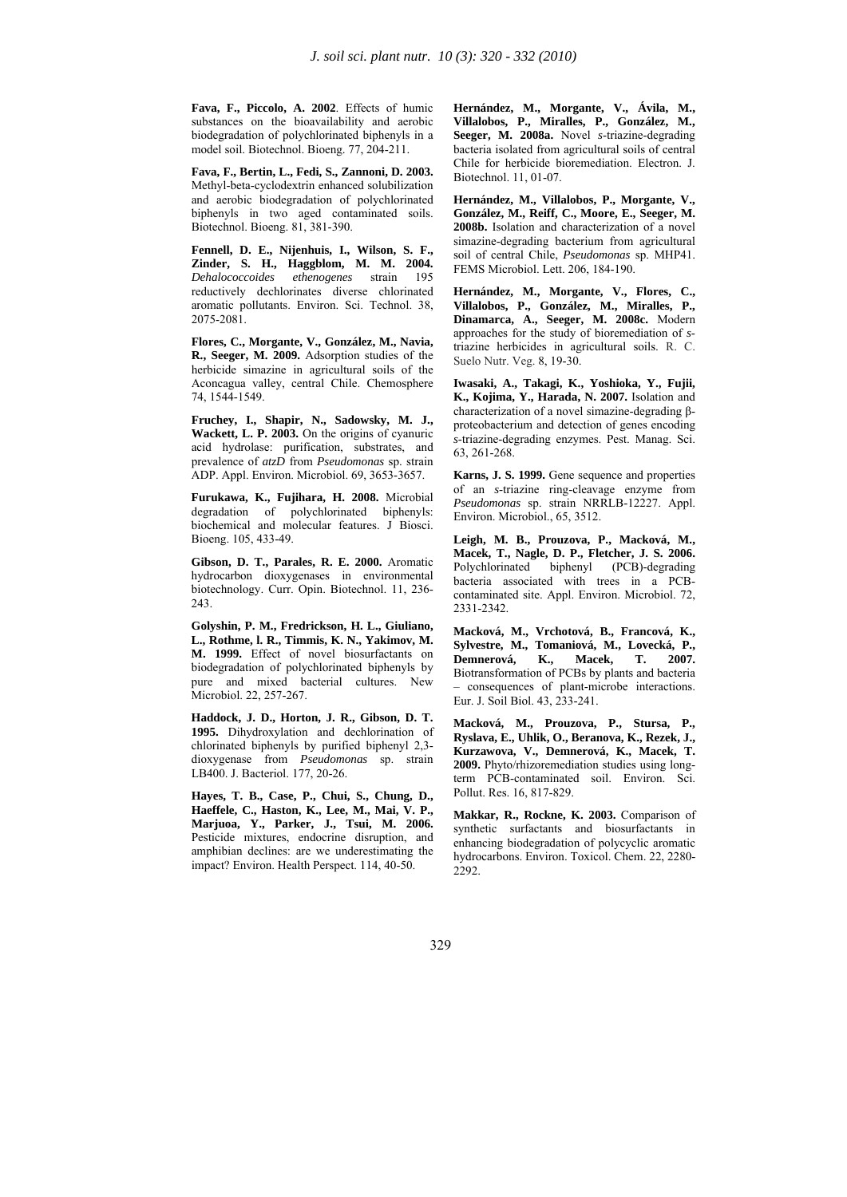**Fava, F., Piccolo, A. 2002**. Effects of humic substances on the bioavailability and aerobic biodegradation of polychlorinated biphenyls in a model soil. Biotechnol. Bioeng. 77, 204-211.

**Fava, F., Bertin, L., Fedi, S., Zannoni, D. 2003.** Methyl-beta-cyclodextrin enhanced solubilization and aerobic biodegradation of polychlorinated biphenyls in two aged contaminated soils. Biotechnol. Bioeng. 81, 381-390.

**Fennell, D. E., Nijenhuis, I., Wilson, S. F., Zinder, S. H., Haggblom, M. M. 2004.** *Dehalococcoides ethenogenes* strain 195 reductively dechlorinates diverse chlorinated aromatic pollutants. Environ. Sci. Technol. 38, 2075-2081.

**Flores, C., Morgante, V., González, M., Navia, R., Seeger, M. 2009.** Adsorption studies of the herbicide simazine in agricultural soils of the Aconcagua valley, central Chile. Chemosphere 74, 1544-1549.

**Fruchey, I., Shapir, N., Sadowsky, M. J., Wackett, L. P. 2003.** On the origins of cyanuric acid hydrolase: purification, substrates, and prevalence of *atzD* from *Pseudomonas* sp. strain ADP. Appl. Environ. Microbiol. 69, 3653-3657.

**Furukawa, K., Fujihara, H. 2008.** Microbial degradation of polychlorinated biphenyls: biochemical and molecular features. J Biosci. Bioeng. 105, 433-49.

**Gibson, D. T., Parales, R. E. 2000.** Aromatic hydrocarbon dioxygenases in environmental biotechnology. Curr. Opin. Biotechnol. 11, 236-243.

**Golyshin, P. M., Fredrickson, H. L., Giuliano, L., Rothme, l. R., Timmis, K. N., Yakimov, M. M. 1999.** Effect of novel biosurfactants on biodegradation of polychlorinated biphenyls by pure and mixed bacterial cultures. New Microbiol. 22, 257-267.

**Haddock, J. D., Horton, J. R., Gibson, D. T. 1995.** Dihydroxylation and dechlorination of chlorinated biphenyls by purified biphenyl 2,3-dioxygenase from *Pseudomonas* sp. strain LB400. J. Bacteriol. 177, 20-26.

**Hayes, T. B., Case, P., Chui, S., Chung, D., Haeffele, C., Haston, K., Lee, M., Mai, V. P., Marjuoa, Y., Parker, J., Tsui, M. 2006.** Pesticide mixtures, endocrine disruption, and amphibian declines: are we underestimating the impact? Environ. Health Perspect. 114, 40-50.

**Hernández, M., Morgante, V., Ávila, M., Villalobos, P., Miralles, P., González, M., Seeger, M. 2008a.** Novel *s*-triazine-degrading bacteria isolated from agricultural soils of central Chile for herbicide bioremediation. Electron. J. Biotechnol. 11, 01-07.

**Hernández, M., Villalobos, P., Morgante, V., González, M., Reiff, C., Moore, E., Seeger, M. 2008b.** Isolation and characterization of a novel simazine-degrading bacterium from agricultural soil of central Chile, *Pseudomonas* sp. MHP41. FEMS Microbiol. Lett. 206, 184-190.

**Hernández, M., Morgante, V., Flores, C., Villalobos, P., González, M., Miralles, P., Dinamarca, A., Seeger, M. 2008c.** Modern approaches for the study of bioremediation of *s*-triazine herbicides in agricultural soils. R. C. Suelo Nutr. Veg. 8, 19-30.

**Iwasaki, A., Takagi, K., Yoshioka, Y., Fujii, K., Kojima, Y., Harada, N. 2007.** Isolation and characterization of a novel simazine-degrading β-proteobacterium and detection of genes encoding *s*-triazine-degrading enzymes. Pest. Manag. Sci. 63, 261-268.

**Karns, J. S. 1999.** Gene sequence and properties of an *s*-triazine ring-cleavage enzyme from *Pseudomonas* sp. strain NRRLB-12227. Appl. Environ. Microbiol., 65, 3512.

**Leigh, M. B., Prouzova, P., Macková, M., Macek, T., Nagle, D. P., Fletcher, J. S. 2006.** Polychlorinated biphenyl (PCB)-degrading bacteria associated with trees in a PCB-contaminated site. Appl. Environ. Microbiol. 72, 2331-2342.

**Macková, M., Vrchotová, B., Francová, K., Sylvestre, M., Tomaniová, M., Lovecká, P., Demnerová, K., Macek, T. 2007.** Biotransformation of PCBs by plants and bacteria – consequences of plant-microbe interactions. Eur. J. Soil Biol. 43, 233-241.

**Macková, M., Prouzova, P., Stursa, P., Ryslava, E., Uhlik, O., Beranova, K., Rezek, J., Kurzawova, V., Demnerová, K., Macek, T. 2009.** Phyto/rhizoremediation studies using long-term PCB-contaminated soil. Environ. Sci. Pollut. Res. 16, 817-829.

**Makkar, R., Rockne, K. 2003.** Comparison of synthetic surfactants and biosurfactants in enhancing biodegradation of polycyclic aromatic hydrocarbons. Environ. Toxicol. Chem. 22, 2280-2292.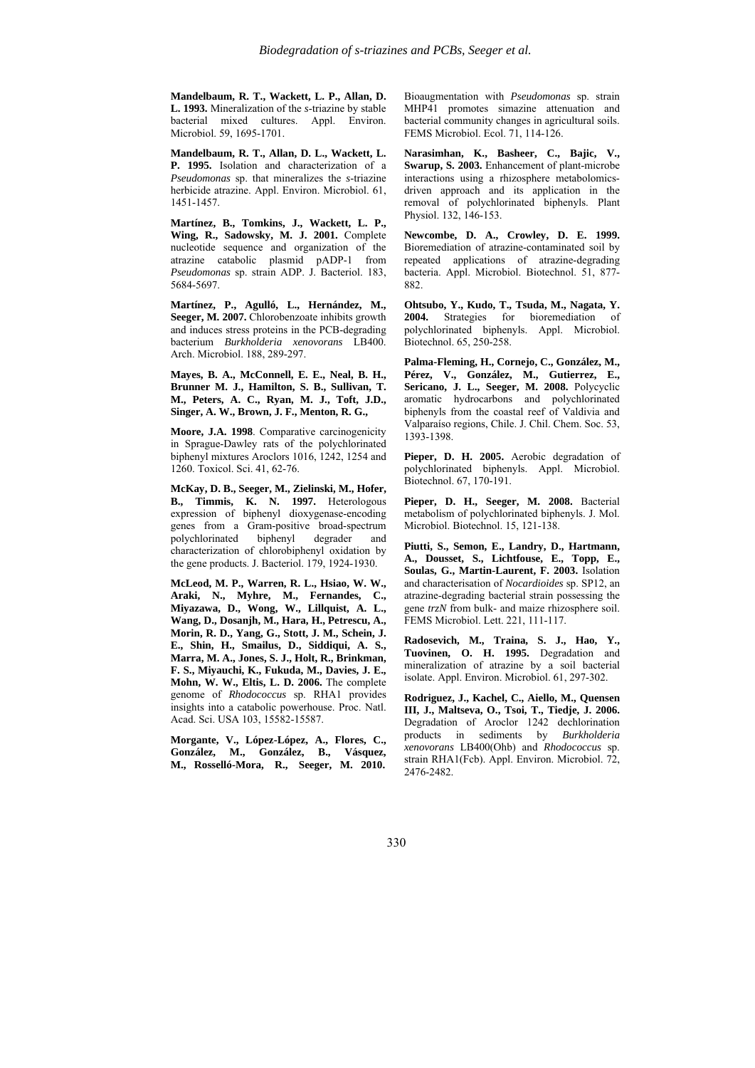**Mandelbaum, R. T., Wackett, L. P., Allan, D. L. 1993.** Mineralization of the *s*-triazine by stable bacterial mixed cultures. Appl. Environ. Microbiol. 59, 1695-1701.

**Mandelbaum, R. T., Allan, D. L., Wackett, L. P. 1995.** Isolation and characterization of a *Pseudomonas* sp. that mineralizes the *s*-triazine herbicide atrazine. Appl. Environ. Microbiol. 61, 1451-1457.

**Martínez, B., Tomkins, J., Wackett, L. P., Wing, R., Sadowsky, M. J. 2001.** Complete nucleotide sequence and organization of the atrazine catabolic plasmid pADP-1 from *Pseudomonas* sp. strain ADP. J. Bacteriol. 183, 5684-5697.

**Martínez, P., Agulló, L., Hernández, M., Seeger, M. 2007.** Chlorobenzoate inhibits growth and induces stress proteins in the PCB-degrading bacterium *Burkholderia xenovorans* LB400. Arch. Microbiol. 188, 289-297.

**Mayes, B. A., McConnell, E. E., Neal, B. H., Brunner M. J., Hamilton, S. B., Sullivan, T. M., Peters, A. C., Ryan, M. J., Toft, J.D., Singer, A. W., Brown, J. F., Menton, R. G.,**

**Moore, J.A. 1998**. Comparative carcinogenicity in Sprague-Dawley rats of the polychlorinated biphenyl mixtures Aroclors 1016, 1242, 1254 and 1260. Toxicol. Sci. 41, 62-76.

**McKay, D. B., Seeger, M., Zielinski, M., Hofer, B., Timmis, K. N. 1997.** Heterologous expression of biphenyl dioxygenase-encoding genes from a Gram-positive broad-spectrum polychlorinated biphenyl degrader and characterization of chlorobiphenyl oxidation by the gene products. J. Bacteriol. 179, 1924-1930.

**McLeod, M. P., Warren, R. L., Hsiao, W. W., Araki, N., Myhre, M., Fernandes, C., Miyazawa, D., Wong, W., Lillquist, A. L., Wang, D., Dosanjh, M., Hara, H., Petrescu, A., Morin, R. D., Yang, G., Stott, J. M., Schein, J. E., Shin, H., Smailus, D., Siddiqui, A. S., Marra, M. A., Jones, S. J., Holt, R., Brinkman, F. S., Miyauchi, K., Fukuda, M., Davies, J. E., Mohn, W. W., Eltis, L. D. 2006.** The complete genome of *Rhodococcus* sp. RHA1 provides insights into a catabolic powerhouse. Proc. Natl. Acad. Sci. USA 103, 15582-15587.

**Morgante, V., López-López, A., Flores, C., González, M., González, B., Vásquez, M., Rosselló-Mora, R., Seeger, M. 2010.** Bioaugmentation with *Pseudomonas* sp. strain MHP41 promotes simazine attenuation and bacterial community changes in agricultural soils. FEMS Microbiol. Ecol. 71, 114-126.

**Narasimhan, K., Basheer, C., Bajic, V., Swarup, S. 2003.** Enhancement of plant-microbe interactions using a rhizosphere metabolomics-driven approach and its application in the removal of polychlorinated biphenyls. Plant Physiol. 132, 146-153.

**Newcombe, D. A., Crowley, D. E. 1999.** Bioremediation of atrazine-contaminated soil by repeated applications of atrazine-degrading bacteria. Appl. Microbiol. Biotechnol. 51, 877-882.

**Ohtsubo, Y., Kudo, T., Tsuda, M., Nagata, Y. 2004.** Strategies for bioremediation of polychlorinated biphenyls. Appl. Microbiol. Biotechnol. 65, 250-258.

**Palma-Fleming, H., Cornejo, C., González, M., Pérez, V., González, M., Gutierrez, E., Sericano, J. L., Seeger, M. 2008.** Polycyclic aromatic hydrocarbons and polychlorinated biphenyls from the coastal reef of Valdivia and Valparaíso regions, Chile. J. Chil. Chem. Soc. 53, 1393-1398.

**Pieper, D. H. 2005.** Aerobic degradation of polychlorinated biphenyls. Appl. Microbiol. Biotechnol. 67, 170-191.

**Pieper, D. H., Seeger, M. 2008.** Bacterial metabolism of polychlorinated biphenyls. J. Mol. Microbiol. Biotechnol. 15, 121-138.

**Piutti, S., Semon, E., Landry, D., Hartmann, A., Dousset, S., Lichtfouse, E., Topp, E., Soulas, G., Martin-Laurent, F. 2003.** Isolation and characterisation of *Nocardioides* sp. SP12, an atrazine-degrading bacterial strain possessing the gene *trzN* from bulk- and maize rhizosphere soil. FEMS Microbiol. Lett. 221, 111-117.

**Radosevich, M., Traina, S. J., Hao, Y., Tuovinen, O. H. 1995.** Degradation and mineralization of atrazine by a soil bacterial isolate. Appl. Environ. Microbiol. 61, 297-302.

**Rodriguez, J., Kachel, C., Aiello, M., Quensen III, J., Maltseva, O., Tsoi, T., Tiedje, J. 2006.** Degradation of Aroclor 1242 dechlorination products in sediments by *Burkholderia xenovorans* LB400(Ohb) and *Rhodococcus* sp. strain RHA1(Fcb). Appl. Environ. Microbiol. 72, 2476-2482.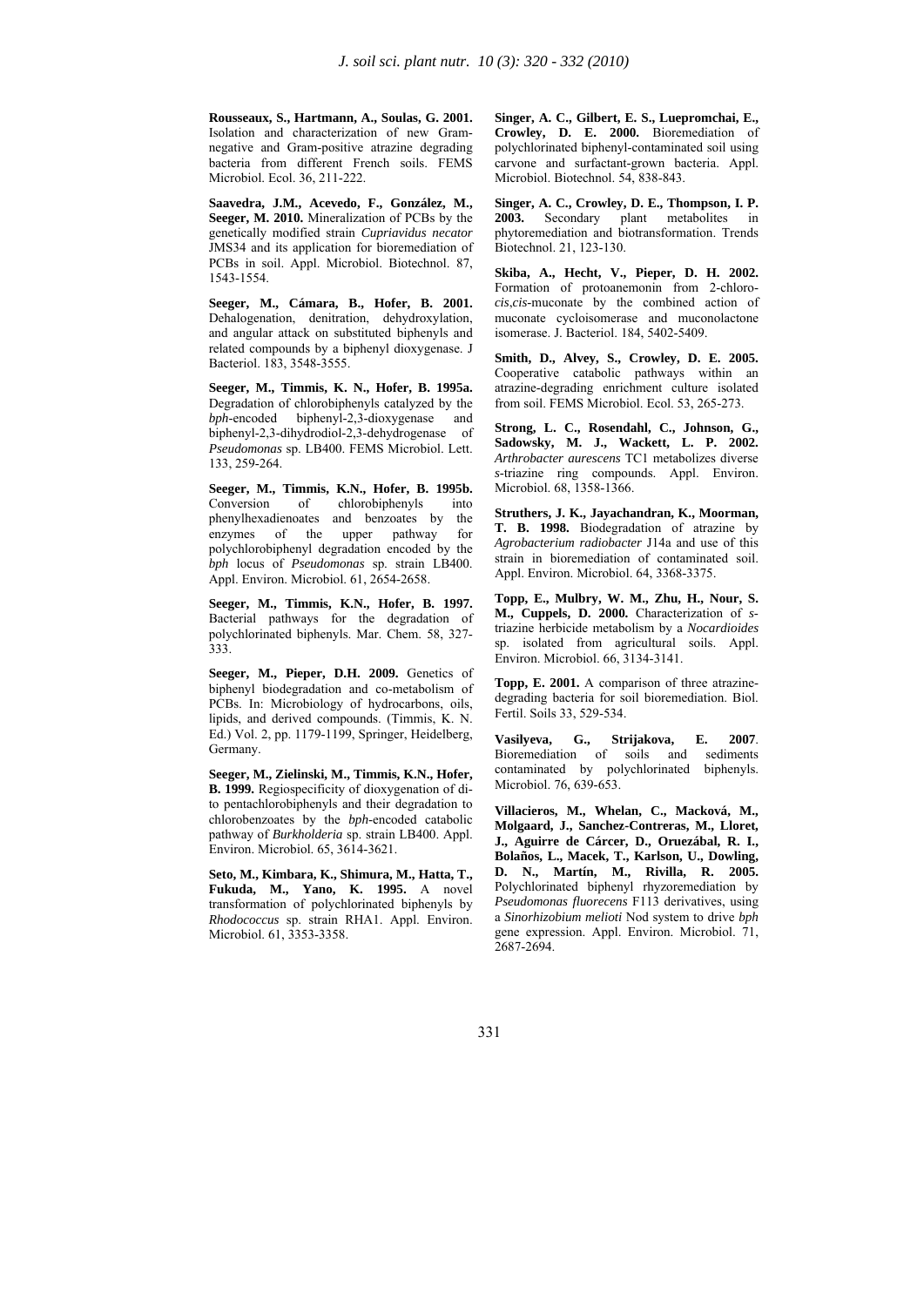**Rousseaux, S., Hartmann, A., Soulas, G. 2001.** Isolation and characterization of new Gram-negative and Gram-positive atrazine degrading bacteria from different French soils. FEMS Microbiol. Ecol. 36, 211-222.

**Saavedra, J.M., Acevedo, F., González, M., Seeger, M. 2010.** Mineralization of PCBs by the genetically modified strain *Cupriavidus necator* JMS34 and its application for bioremediation of PCBs in soil. Appl. Microbiol. Biotechnol. 87, 1543-1554.

**Seeger, M., Cámara, B., Hofer, B. 2001.** Dehalogenation, denitration, dehydroxylation, and angular attack on substituted biphenyls and related compounds by a biphenyl dioxygenase. J Bacteriol. 183, 3548-3555.

**Seeger, M., Timmis, K. N., Hofer, B. 1995a.** Degradation of chlorobiphenyls catalyzed by the *bph*-encoded biphenyl-2,3-dioxygenase and biphenyl-2,3-dihydrodiol-2,3-dehydrogenase of *Pseudomonas* sp. LB400. FEMS Microbiol. Lett. 133, 259-264.

**Seeger, M., Timmis, K.N., Hofer, B. 1995b.** Conversion of chlorobiphenyls into phenylhexadienoates and benzoates by the enzymes of the upper pathway for polychlorobiphenyl degradation encoded by the *bph* locus of *Pseudomonas* sp. strain LB400. Appl. Environ. Microbiol. 61, 2654-2658.

**Seeger, M., Timmis, K.N., Hofer, B. 1997.** Bacterial pathways for the degradation of polychlorinated biphenyls. Mar. Chem. 58, 327-333.

**Seeger, M., Pieper, D.H. 2009.** Genetics of biphenyl biodegradation and co-metabolism of PCBs. In: Microbiology of hydrocarbons, oils, lipids, and derived compounds. (Timmis, K. N. Ed.) Vol. 2, pp. 1179-1199, Springer, Heidelberg, Germany.

**Seeger, M., Zielinski, M., Timmis, K.N., Hofer, B. 1999.** Regiospecificity of dioxygenation of di- to pentachlorobiphenyls and their degradation to chlorobenzoates by the *bph*-encoded catabolic pathway of *Burkholderia* sp. strain LB400. Appl. Environ. Microbiol. 65, 3614-3621.

**Seto, M., Kimbara, K., Shimura, M., Hatta, T., Fukuda, M., Yano, K. 1995.** A novel transformation of polychlorinated biphenyls by *Rhodococcus* sp. strain RHA1. Appl. Environ. Microbiol. 61, 3353-3358.

**Singer, A. C., Gilbert, E. S., Luepromchai, E., Crowley, D. E. 2000.** Bioremediation of polychlorinated biphenyl-contaminated soil using carvone and surfactant-grown bacteria. Appl. Microbiol. Biotechnol. 54, 838-843.

**Singer, A. C., Crowley, D. E., Thompson, I. P. 2003.** Secondary plant metabolites in phytoremediation and biotransformation. Trends Biotechnol. 21, 123-130.

**Skiba, A., Hecht, V., Pieper, D. H. 2002.** Formation of protoanemonin from 2-chloro-*cis*,*cis*-muconate by the combined action of muconate cycloisomerase and muconolactone isomerase. J. Bacteriol. 184, 5402-5409.

**Smith, D., Alvey, S., Crowley, D. E. 2005.** Cooperative catabolic pathways within an atrazine-degrading enrichment culture isolated from soil. FEMS Microbiol. Ecol. 53, 265-273.

**Strong, L. C., Rosendahl, C., Johnson, G., Sadowsky, M. J., Wackett, L. P. 2002.** *Arthrobacter aurescens* TC1 metabolizes diverse *s*-triazine ring compounds. Appl. Environ. Microbiol. 68, 1358-1366.

**Struthers, J. K., Jayachandran, K., Moorman, T. B. 1998.** Biodegradation of atrazine by *Agrobacterium radiobacter* J14a and use of this strain in bioremediation of contaminated soil. Appl. Environ. Microbiol. 64, 3368-3375.

**Topp, E., Mulbry, W. M., Zhu, H., Nour, S. M., Cuppels, D. 2000.** Characterization of *s*-triazine herbicide metabolism by a *Nocardioides* sp. isolated from agricultural soils. Appl. Environ. Microbiol. 66, 3134-3141.

**Topp, E. 2001.** A comparison of three atrazine-degrading bacteria for soil bioremediation. Biol. Fertil. Soils 33, 529-534.

**Vasilyeva, G., Strijakova, E. 2007**. Bioremediation of soils and sediments contaminated by polychlorinated biphenyls. Microbiol. 76, 639-653.

**Villacieros, M., Whelan, C., Macková, M., Molgaard, J., Sanchez-Contreras, M., Lloret, J., Aguirre de Cárcer, D., Oruezábal, R. I., Bolaños, L., Macek, T., Karlson, U., Dowling, D. N., Martín, M., Rivilla, R. 2005.** Polychlorinated biphenyl rhyzoremediation by *Pseudomonas fluorecens* F113 derivatives, using a *Sinorhizobium melioti* Nod system to drive *bph* gene expression. Appl. Environ. Microbiol. 71, 2687-2694.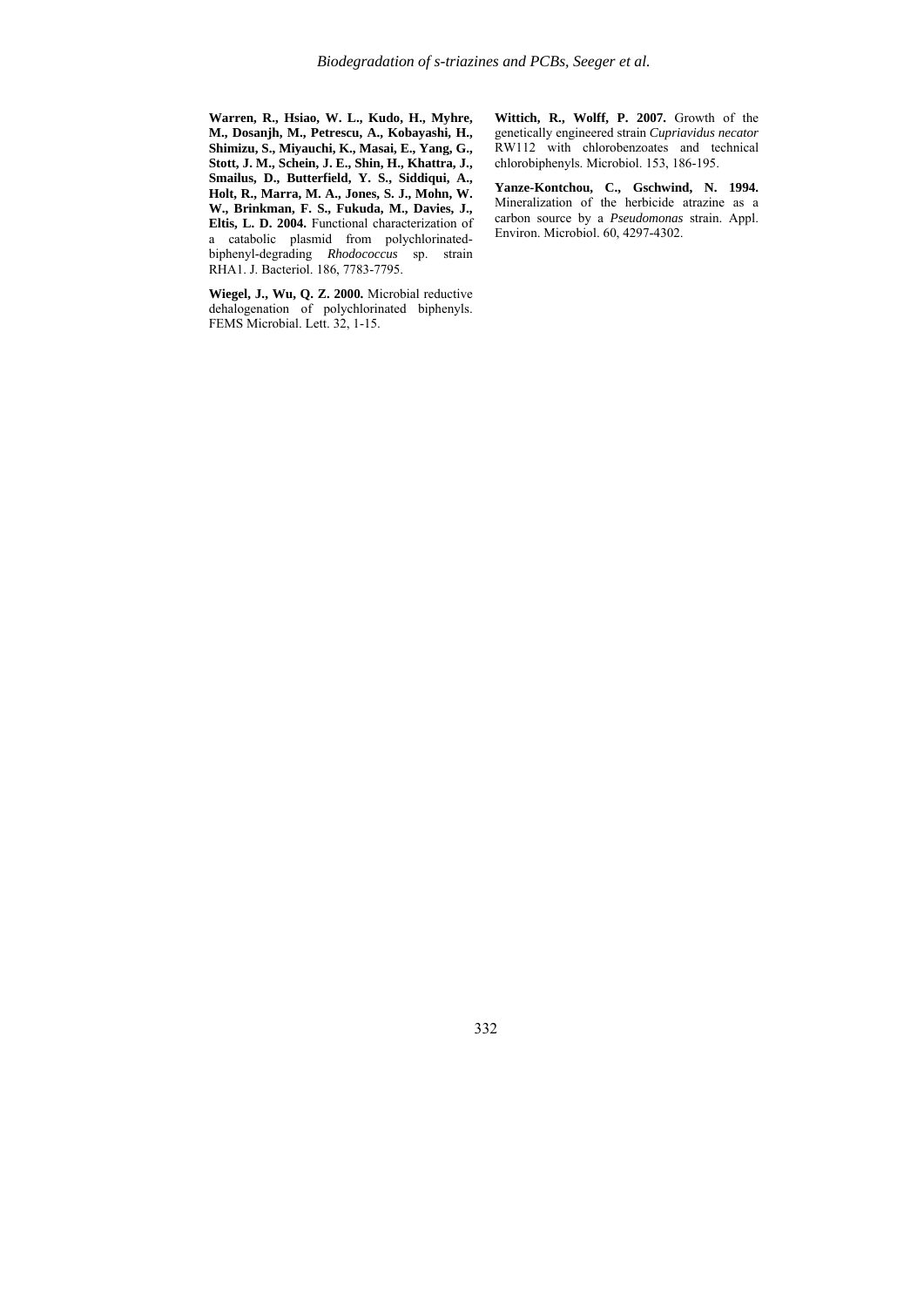**Warren, R., Hsiao, W. L., Kudo, H., Myhre, M., Dosanjh, M., Petrescu, A., Kobayashi, H., Shimizu, S., Miyauchi, K., Masai, E., Yang, G., Stott, J. M., Schein, J. E., Shin, H., Khattra, J., Smailus, D., Butterfield, Y. S., Siddiqui, A., Holt, R., Marra, M. A., Jones, S. J., Mohn, W. W., Brinkman, F. S., Fukuda, M., Davies, J., Eltis, L. D. 2004.** Functional characterization of a catabolic plasmid from polychlorinated-biphenyl-degrading *Rhodococcus* sp. strain RHA1. J. Bacteriol. 186, 7783-7795.

**Wiegel, J., Wu, Q. Z. 2000.** Microbial reductive dehalogenation of polychlorinated biphenyls. FEMS Microbial. Lett. 32, 1-15.

**Wittich, R., Wolff, P. 2007.** Growth of the genetically engineered strain *Cupriavidus necator* RW112 with chlorobenzoates and technical chlorobiphenyls. Microbiol. 153, 186-195.

**Yanze-Kontchou, C., Gschwind, N. 1994.** Mineralization of the herbicide atrazine as a carbon source by a *Pseudomonas* strain. Appl. Environ. Microbiol. 60, 4297-4302.